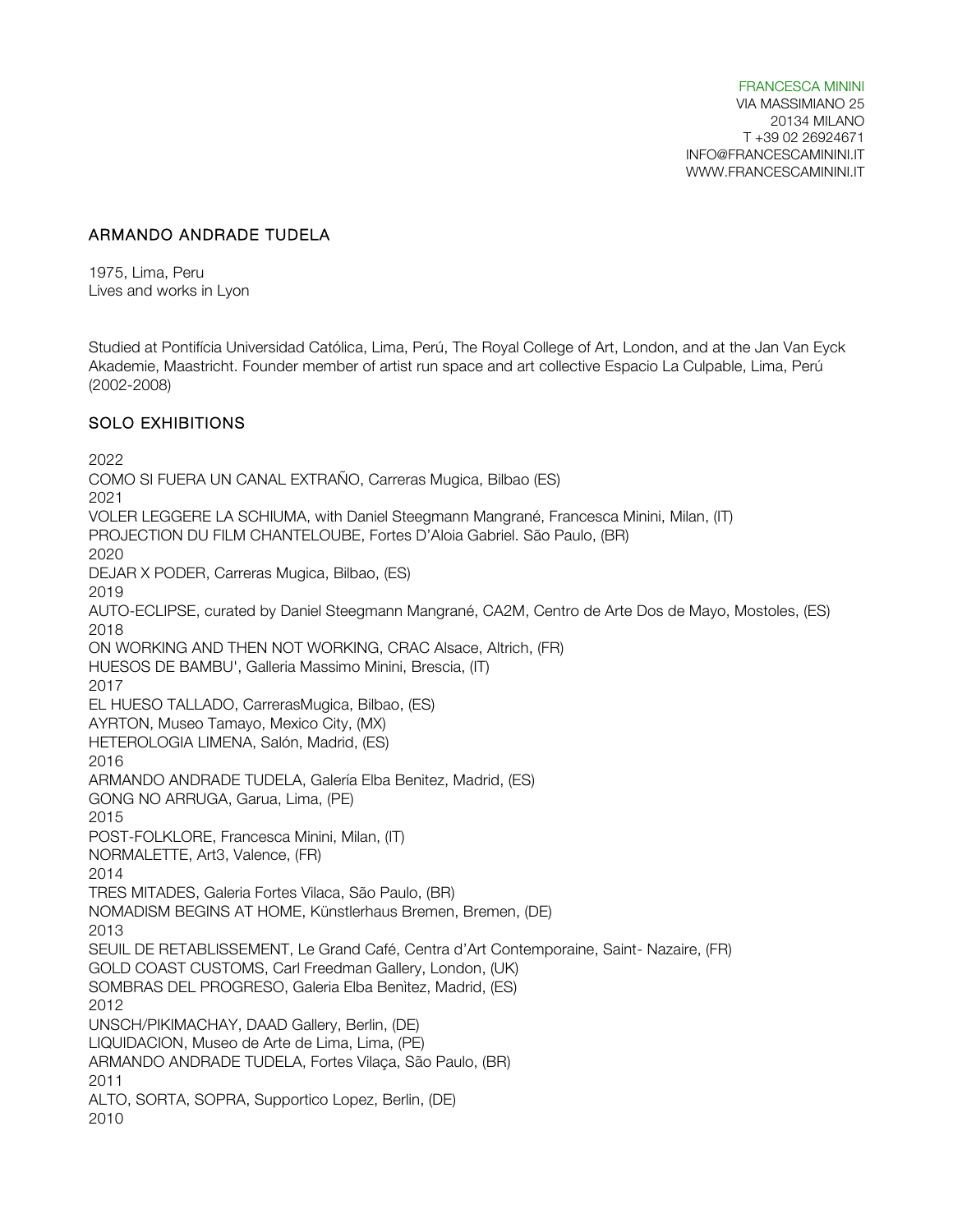FRANCESCA MININI
VIA MASSIMIANO 25
20134 MILANO
T +39 02 26924671
INFO@FRANCESCAMININI.IT
WWW.FRANCESCAMININI.IT

## ARMANDO ANDRADE TUDELA

1975, Lima, Peru
Lives and works in Lyon

Studied at Pontifícia Universidad Católica, Lima, Perú, The Royal College of Art, London, and at the Jan Van Eyck Akademie, Maastricht. Founder member of artist run space and art collective Espacio La Culpable, Lima, Perú (2002-2008)

## SOLO EXHIBITIONS

2022
COMO SI FUERA UN CANAL EXTRAÑO, Carreras Mugica, Bilbao (ES)
2021
VOLER LEGGERE LA SCHIUMA, with Daniel Steegmann Mangrané, Francesca Minini, Milan, (IT)
PROJECTION DU FILM CHANTELOUBE, Fortes D'Aloia Gabriel. São Paulo, (BR)
2020
DEJAR X PODER, Carreras Mugica, Bilbao, (ES)
2019
AUTO-ECLIPSE, curated by Daniel Steegmann Mangrané, CA2M, Centro de Arte Dos de Mayo, Mostoles, (ES)
2018
ON WORKING AND THEN NOT WORKING, CRAC Alsace, Altrich, (FR)
HUESOS DE BAMBU', Galleria Massimo Minini, Brescia, (IT)
2017
EL HUESO TALLADO, CarrerasMugica, Bilbao, (ES)
AYRTON, Museo Tamayo, Mexico City, (MX)
HETEROLOGIA LIMENA, Salón, Madrid, (ES)
2016
ARMANDO ANDRADE TUDELA, Galería Elba Benitez, Madrid, (ES)
GONG NO ARRUGA, Garua, Lima, (PE)
2015
POST-FOLKLORE, Francesca Minini, Milan, (IT)
NORMALETTE, Art3, Valence, (FR)
2014
TRES MITADES, Galeria Fortes Vilaca, São Paulo, (BR)
NOMADISM BEGINS AT HOME, Künstlerhaus Bremen, Bremen, (DE)
2013
SEUIL DE RETABLISSEMENT, Le Grand Café, Centra d'Art Contemporaine, Saint- Nazaire, (FR)
GOLD COAST CUSTOMS, Carl Freedman Gallery, London, (UK)
SOMBRAS DEL PROGRESO, Galeria Elba Benìtez, Madrid, (ES)
2012
UNSCH/PIKIMACHAY, DAAD Gallery, Berlin, (DE)
LIQUIDACION, Museo de Arte de Lima, Lima, (PE)
ARMANDO ANDRADE TUDELA, Fortes Vilaça, São Paulo, (BR)
2011
ALTO, SORTA, SOPRA, Supportico Lopez, Berlin, (DE)
2010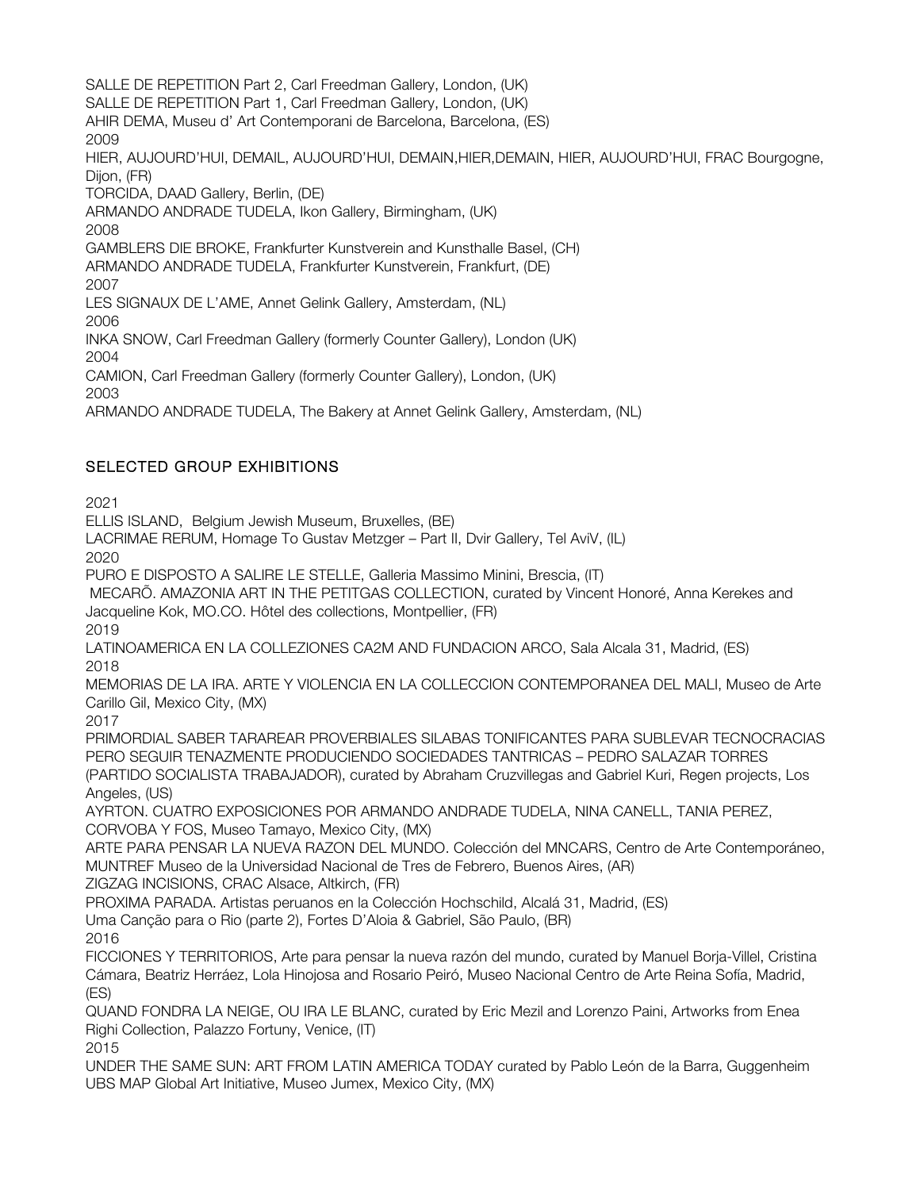SALLE DE REPETITION Part 2, Carl Freedman Gallery, London, (UK)
SALLE DE REPETITION Part 1, Carl Freedman Gallery, London, (UK)
AHIR DEMA, Museu d' Art Contemporani de Barcelona, Barcelona, (ES)
2009
HIER, AUJOURD'HUI, DEMAIL, AUJOURD'HUI, DEMAIN,HIER,DEMAIN, HIER, AUJOURD'HUI, FRAC Bourgogne, Dijon, (FR)
TORCIDA, DAAD Gallery, Berlin, (DE)
ARMANDO ANDRADE TUDELA, Ikon Gallery, Birmingham, (UK)
2008
GAMBLERS DIE BROKE, Frankfurter Kunstverein and Kunsthalle Basel, (CH)
ARMANDO ANDRADE TUDELA, Frankfurter Kunstverein, Frankfurt, (DE)
2007
LES SIGNAUX DE L'AME, Annet Gelink Gallery, Amsterdam, (NL)
2006
INKA SNOW, Carl Freedman Gallery (formerly Counter Gallery), London (UK)
2004
CAMION, Carl Freedman Gallery (formerly Counter Gallery), London, (UK)
2003
ARMANDO ANDRADE TUDELA, The Bakery at Annet Gelink Gallery, Amsterdam, (NL)

## SELECTED GROUP EXHIBITIONS

2021
ELLIS ISLAND, Belgium Jewish Museum, Bruxelles, (BE)
LACRIMAE RERUM, Homage To Gustav Metzger – Part II, Dvir Gallery, Tel AviV, (IL)
2020
PURO E DISPOSTO A SALIRE LE STELLE, Galleria Massimo Minini, Brescia, (IT)
MECARÕ. AMAZONIA ART IN THE PETITGAS COLLECTION, curated by Vincent Honoré, Anna Kerekes and Jacqueline Kok, MO.CO. Hôtel des collections, Montpellier, (FR)
2019
LATINOAMERICA EN LA COLLEZIONES CA2M AND FUNDACION ARCO, Sala Alcala 31, Madrid, (ES)
2018
MEMORIAS DE LA IRA. ARTE Y VIOLENCIA EN LA COLLECCION CONTEMPORANEA DEL MALI, Museo de Arte Carillo Gil, Mexico City, (MX)
2017
PRIMORDIAL SABER TARAREAR PROVERBIALES SILABAS TONIFICANTES PARA SUBLEVAR TECNOCRACIAS PERO SEGUIR TENAZMENTE PRODUCIENDO SOCIEDADES TANTRICAS – PEDRO SALAZAR TORRES (PARTIDO SOCIALISTA TRABAJADOR), curated by Abraham Cruzvillegas and Gabriel Kuri, Regen projects, Los Angeles, (US)
AYRTON. CUATRO EXPOSICIONES POR ARMANDO ANDRADE TUDELA, NINA CANELL, TANIA PEREZ, CORVOBA Y FOS, Museo Tamayo, Mexico City, (MX)
ARTE PARA PENSAR LA NUEVA RAZON DEL MUNDO. Colección del MNCARS, Centro de Arte Contemporáneo, MUNTREF Museo de la Universidad Nacional de Tres de Febrero, Buenos Aires, (AR)
ZIGZAG INCISIONS, CRAC Alsace, Altkirch, (FR)
PROXIMA PARADA. Artistas peruanos en la Colección Hochschild, Alcalá 31, Madrid, (ES)
Uma Canção para o Rio (parte 2), Fortes D'Aloia & Gabriel, São Paulo, (BR)
2016
FICCIONES Y TERRITORIOS, Arte para pensar la nueva razón del mundo, curated by Manuel Borja-Villel, Cristina Cámara, Beatriz Herráez, Lola Hinojosa and Rosario Peiró, Museo Nacional Centro de Arte Reina Sofía, Madrid, (ES)
QUAND FONDRA LA NEIGE, OU IRA LE BLANC, curated by Eric Mezil and Lorenzo Paini, Artworks from Enea Righi Collection, Palazzo Fortuny, Venice, (IT)
2015
UNDER THE SAME SUN: ART FROM LATIN AMERICA TODAY curated by Pablo León de la Barra, Guggenheim UBS MAP Global Art Initiative, Museo Jumex, Mexico City, (MX)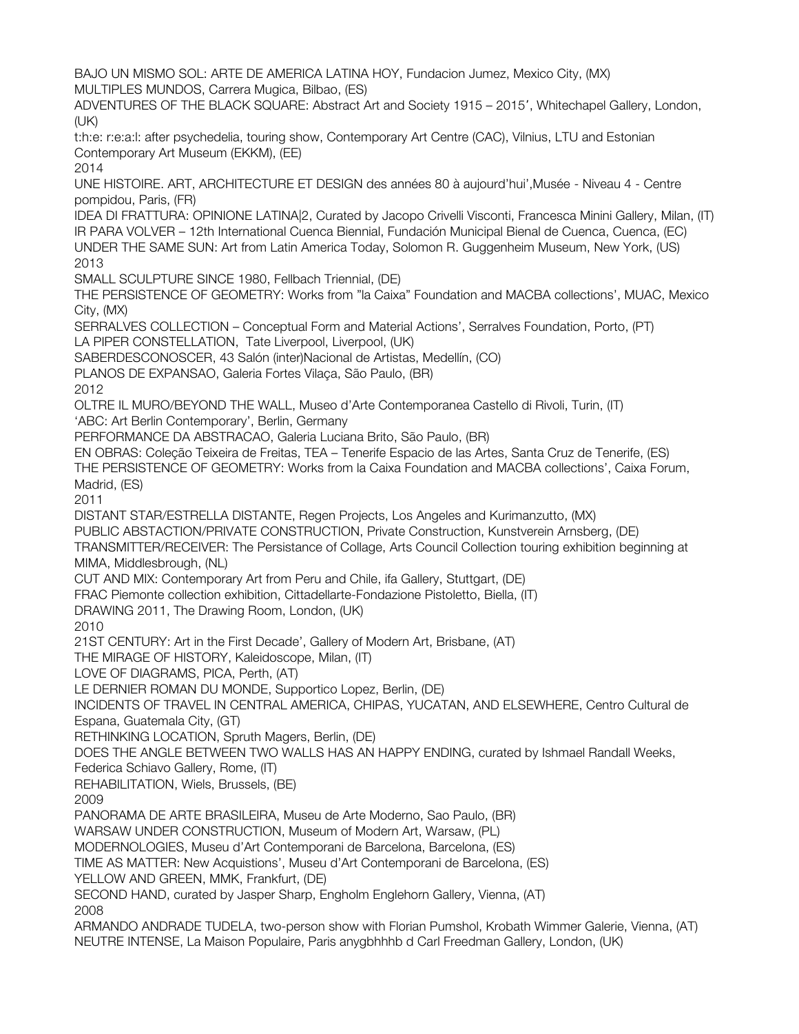BAJO UN MISMO SOL: ARTE DE AMERICA LATINA HOY, Fundacion Jumez, Mexico City, (MX)
MULTIPLES MUNDOS, Carrera Mugica, Bilbao, (ES)
ADVENTURES OF THE BLACK SQUARE: Abstract Art and Society 1915 – 2015', Whitechapel Gallery, London, (UK)
t:h:e: r:e:a:l: after psychedelia, touring show, Contemporary Art Centre (CAC), Vilnius, LTU and Estonian Contemporary Art Museum (EKKM), (EE)

2014

UNE HISTOIRE. ART, ARCHITECTURE ET DESIGN des années 80 à aujourd'hui',Musée - Niveau 4 - Centre pompidou, Paris, (FR)
IDEA DI FRATTURA: OPINIONE LATINA|2, Curated by Jacopo Crivelli Visconti, Francesca Minini Gallery, Milan, (IT)
IR PARA VOLVER – 12th International Cuenca Biennial, Fundación Municipal Bienal de Cuenca, Cuenca, (EC)
UNDER THE SAME SUN: Art from Latin America Today, Solomon R. Guggenheim Museum, New York, (US)

2013

SMALL SCULPTURE SINCE 1980, Fellbach Triennial, (DE)
THE PERSISTENCE OF GEOMETRY: Works from "la Caixa" Foundation and MACBA collections', MUAC, Mexico City, (MX)
SERRALVES COLLECTION – Conceptual Form and Material Actions', Serralves Foundation, Porto, (PT)
LA PIPER CONSTELLATION, Tate Liverpool, Liverpool, (UK)
SABERDESCONOSCER, 43 Salón (inter)Nacional de Artistas, Medellín, (CO)
PLANOS DE EXPANSAO, Galeria Fortes Vilaça, São Paulo, (BR)

2012

OLTRE IL MURO/BEYOND THE WALL, Museo d'Arte Contemporanea Castello di Rivoli, Turin, (IT)
'ABC: Art Berlin Contemporary', Berlin, Germany
PERFORMANCE DA ABSTRACAO, Galeria Luciana Brito, São Paulo, (BR)
EN OBRAS: Coleção Teixeira de Freitas, TEA – Tenerife Espacio de las Artes, Santa Cruz de Tenerife, (ES)
THE PERSISTENCE OF GEOMETRY: Works from la Caixa Foundation and MACBA collections', Caixa Forum, Madrid, (ES)

2011

DISTANT STAR/ESTRELLA DISTANTE, Regen Projects, Los Angeles and Kurimanzutto, (MX)
PUBLIC ABSTACTION/PRIVATE CONSTRUCTION, Private Construction, Kunstverein Arnsberg, (DE)
TRANSMITTER/RECEIVER: The Persistance of Collage, Arts Council Collection touring exhibition beginning at MIMA, Middlesbrough, (NL)
CUT AND MIX: Contemporary Art from Peru and Chile, ifa Gallery, Stuttgart, (DE)
FRAC Piemonte collection exhibition, Cittadellarte-Fondazione Pistoletto, Biella, (IT)
DRAWING 2011, The Drawing Room, London, (UK)

2010

21ST CENTURY: Art in the First Decade', Gallery of Modern Art, Brisbane, (AT)
THE MIRAGE OF HISTORY, Kaleidoscope, Milan, (IT)
LOVE OF DIAGRAMS, PICA, Perth, (AT)
LE DERNIER ROMAN DU MONDE, Supportico Lopez, Berlin, (DE)
INCIDENTS OF TRAVEL IN CENTRAL AMERICA, CHIPAS, YUCATAN, AND ELSEWHERE, Centro Cultural de Espana, Guatemala City, (GT)
RETHINKING LOCATION, Spruth Magers, Berlin, (DE)
DOES THE ANGLE BETWEEN TWO WALLS HAS AN HAPPY ENDING, curated by Ishmael Randall Weeks, Federica Schiavo Gallery, Rome, (IT)
REHABILITATION, Wiels, Brussels, (BE)

2009

PANORAMA DE ARTE BRASILEIRA, Museu de Arte Moderno, Sao Paulo, (BR)
WARSAW UNDER CONSTRUCTION, Museum of Modern Art, Warsaw, (PL)
MODERNOLOGIES, Museu d'Art Contemporani de Barcelona, Barcelona, (ES)
TIME AS MATTER: New Acquistions', Museu d'Art Contemporani de Barcelona, (ES)
YELLOW AND GREEN, MMK, Frankfurt, (DE)
SECOND HAND, curated by Jasper Sharp, Engholm Englehorn Gallery, Vienna, (AT)

2008

ARMANDO ANDRADE TUDELA, two-person show with Florian Pumshol, Krobath Wimmer Galerie, Vienna, (AT)
NEUTRE INTENSE, La Maison Populaire, Paris anygbhhhb d Carl Freedman Gallery, London, (UK)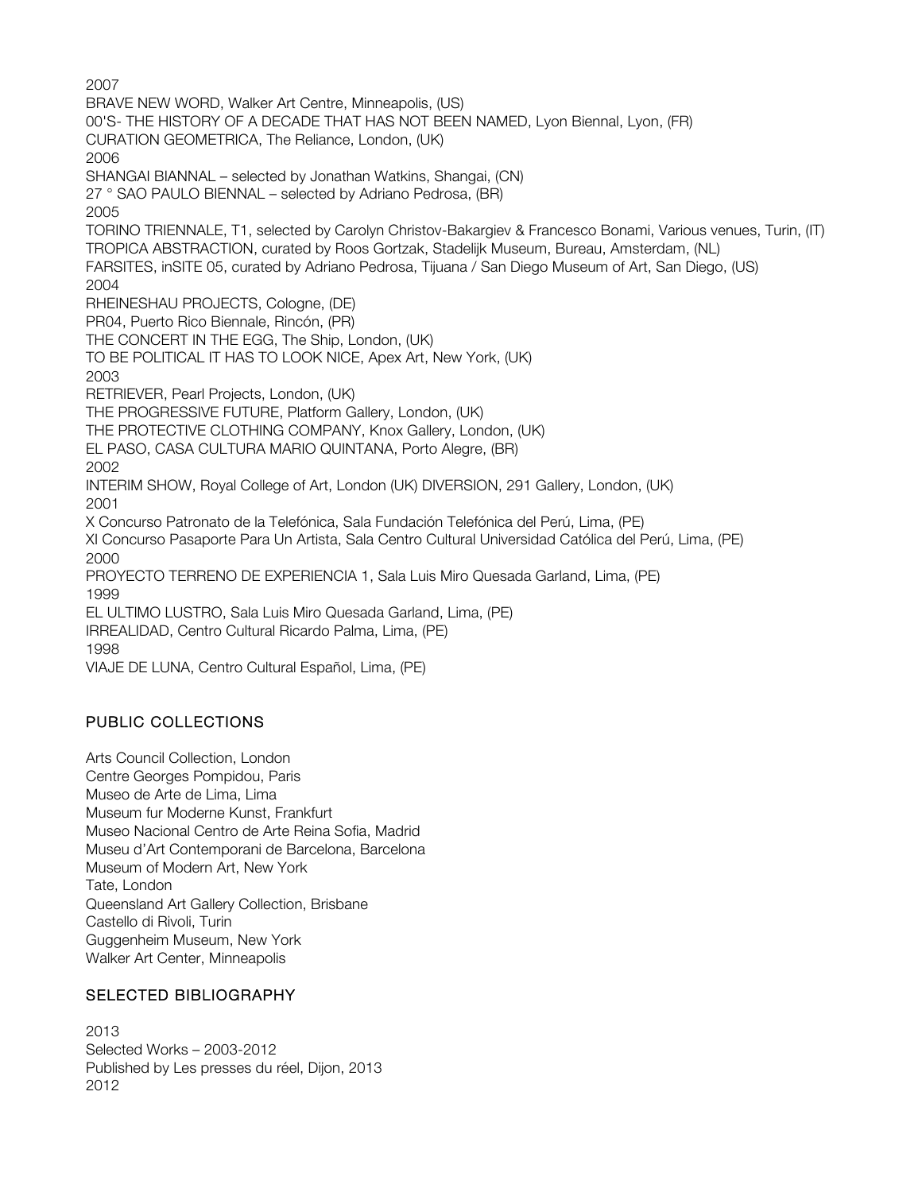2007

BRAVE NEW WORD, Walker Art Centre, Minneapolis, (US)

00'S- THE HISTORY OF A DECADE THAT HAS NOT BEEN NAMED, Lyon Biennal, Lyon, (FR)

CURATION GEOMETRICA, The Reliance, London, (UK)

2006

SHANGAI BIANNAL – selected by Jonathan Watkins, Shangai, (CN)

27 ° SAO PAULO BIENNAL – selected by Adriano Pedrosa, (BR)

2005

TORINO TRIENNALE, T1, selected by Carolyn Christov-Bakargiev & Francesco Bonami, Various venues, Turin, (IT)

TROPICA ABSTRACTION, curated by Roos Gortzak, Stadelijk Museum, Bureau, Amsterdam, (NL)

FARSITES, inSITE 05, curated by Adriano Pedrosa, Tijuana / San Diego Museum of Art, San Diego, (US)

2004

RHEINESHAU PROJECTS, Cologne, (DE)

PR04, Puerto Rico Biennale, Rincón, (PR)

THE CONCERT IN THE EGG, The Ship, London, (UK)

TO BE POLITICAL IT HAS TO LOOK NICE, Apex Art, New York, (UK)

2003

RETRIEVER, Pearl Projects, London, (UK)

THE PROGRESSIVE FUTURE, Platform Gallery, London, (UK)

THE PROTECTIVE CLOTHING COMPANY, Knox Gallery, London, (UK)

EL PASO, CASA CULTURA MARIO QUINTANA, Porto Alegre, (BR)

2002

INTERIM SHOW, Royal College of Art, London (UK) DIVERSION, 291 Gallery, London, (UK)

2001

X Concurso Patronato de la Telefónica, Sala Fundación Telefónica del Perú, Lima, (PE)

XI Concurso Pasaporte Para Un Artista, Sala Centro Cultural Universidad Católica del Perú, Lima, (PE)

2000

PROYECTO TERRENO DE EXPERIENCIA 1, Sala Luis Miro Quesada Garland, Lima, (PE)

1999

EL ULTIMO LUSTRO, Sala Luis Miro Quesada Garland, Lima, (PE)

IRREALIDAD, Centro Cultural Ricardo Palma, Lima, (PE)

1998

VIAJE DE LUNA, Centro Cultural Español, Lima, (PE)

## PUBLIC COLLECTIONS

Arts Council Collection, London

Centre Georges Pompidou, Paris

Museo de Arte de Lima, Lima

Museum fur Moderne Kunst, Frankfurt

Museo Nacional Centro de Arte Reina Sofia, Madrid

Museu d'Art Contemporani de Barcelona, Barcelona

Museum of Modern Art, New York

Tate, London

Queensland Art Gallery Collection, Brisbane

Castello di Rivoli, Turin

Guggenheim Museum, New York

Walker Art Center, Minneapolis

## SELECTED BIBLIOGRAPHY

2013

Selected Works – 2003-2012

Published by Les presses du réel, Dijon, 2013

2012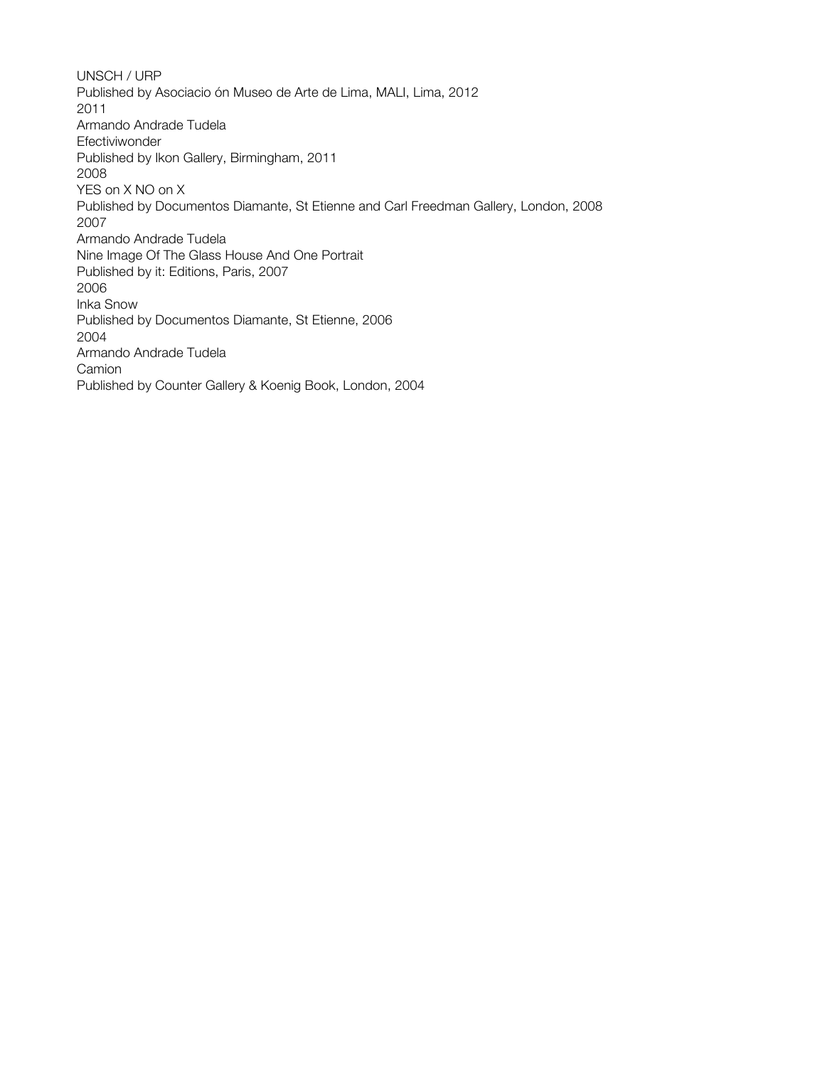UNSCH / URP
Published by Asociacio ón Museo de Arte de Lima, MALI, Lima, 2012
2011
Armando Andrade Tudela
Efectiviwonder
Published by Ikon Gallery, Birmingham, 2011
2008
YES on X NO on X
Published by Documentos Diamante, St Etienne and Carl Freedman Gallery, London, 2008
2007
Armando Andrade Tudela
Nine Image Of The Glass House And One Portrait
Published by it: Editions, Paris, 2007
2006
Inka Snow
Published by Documentos Diamante, St Etienne, 2006
2004
Armando Andrade Tudela
Camion
Published by Counter Gallery & Koenig Book, London, 2004